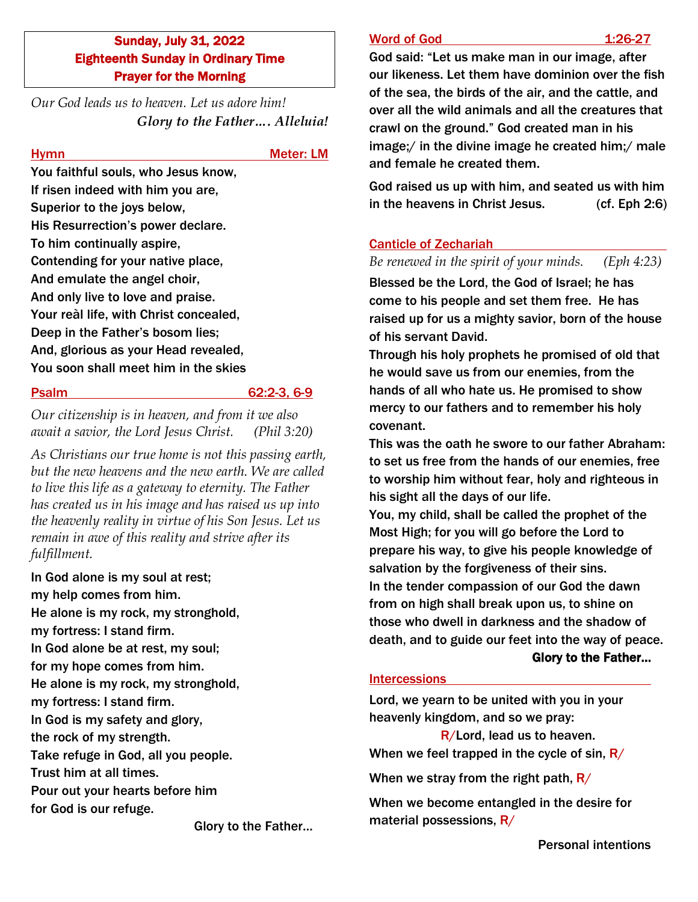**Sunday, July 31, 2022**
**Eighteenth Sunday in Ordinary Time**
**Prayer for the Morning**

*Our God leads us to heaven. Let us adore him!*
***Glory to the Father…. Alleluia!***

## Hymn — Meter: LM

You faithful souls, who Jesus know,
If risen indeed with him you are,
Superior to the joys below,
His Resurrection's power declare.
To him continually aspire,
Contending for your native place,
And emulate the angel choir,
And only live to love and praise.
Your reàl life, with Christ concealed,
Deep in the Father's bosom lies;
And, glorious as your Head revealed,
You soon shall meet him in the skies

## Psalm — 62:2-3, 6-9

*Our citizenship is in heaven, and from it we also await a savior, the Lord Jesus Christ. (Phil 3:20)*

*As Christians our true home is not this passing earth, but the new heavens and the new earth. We are called to live this life as a gateway to eternity. The Father has created us in his image and has raised us up into the heavenly reality in virtue of his Son Jesus. Let us remain in awe of this reality and strive after its fulfillment.*

In God alone is my soul at rest;
my help comes from him.
He alone is my rock, my stronghold,
my fortress: I stand firm.
In God alone be at rest, my soul;
for my hope comes from him.
He alone is my rock, my stronghold,
my fortress: I stand firm.
In God is my safety and glory,
the rock of my strength.
Take refuge in God, all you people.
Trust him at all times.
Pour out your hearts before him
for God is our refuge.

Glory to the Father…

## Word of God — 1:26-27

God said: "Let us make man in our image, after our likeness. Let them have dominion over the fish of the sea, the birds of the air, and the cattle, and over all the wild animals and all the creatures that crawl on the ground." God created man in his image;/ in the divine image he created him;/ male and female he created them.

God raised us up with him, and seated us with him in the heavens in Christ Jesus. (cf. Eph 2:6)

## Canticle of Zechariah

*Be renewed in the spirit of your minds. (Eph 4:23)*

Blessed be the Lord, the God of Israel; he has come to his people and set them free. He has raised up for us a mighty savior, born of the house of his servant David.
Through his holy prophets he promised of old that he would save us from our enemies, from the hands of all who hate us. He promised to show mercy to our fathers and to remember his holy covenant.
This was the oath he swore to our father Abraham: to set us free from the hands of our enemies, free to worship him without fear, holy and righteous in his sight all the days of our life.
You, my child, shall be called the prophet of the Most High; for you will go before the Lord to prepare his way, to give his people knowledge of salvation by the forgiveness of their sins.
In the tender compassion of our God the dawn from on high shall break upon us, to shine on those who dwell in darkness and the shadow of death, and to guide our feet into the way of peace.

**Glory to the Father…**

## Intercessions

Lord, we yearn to be united with you in your heavenly kingdom, and so we pray:

R/Lord, lead us to heaven.

When we feel trapped in the cycle of sin, R/

When we stray from the right path, R/

When we become entangled in the desire for material possessions, R/

Personal intentions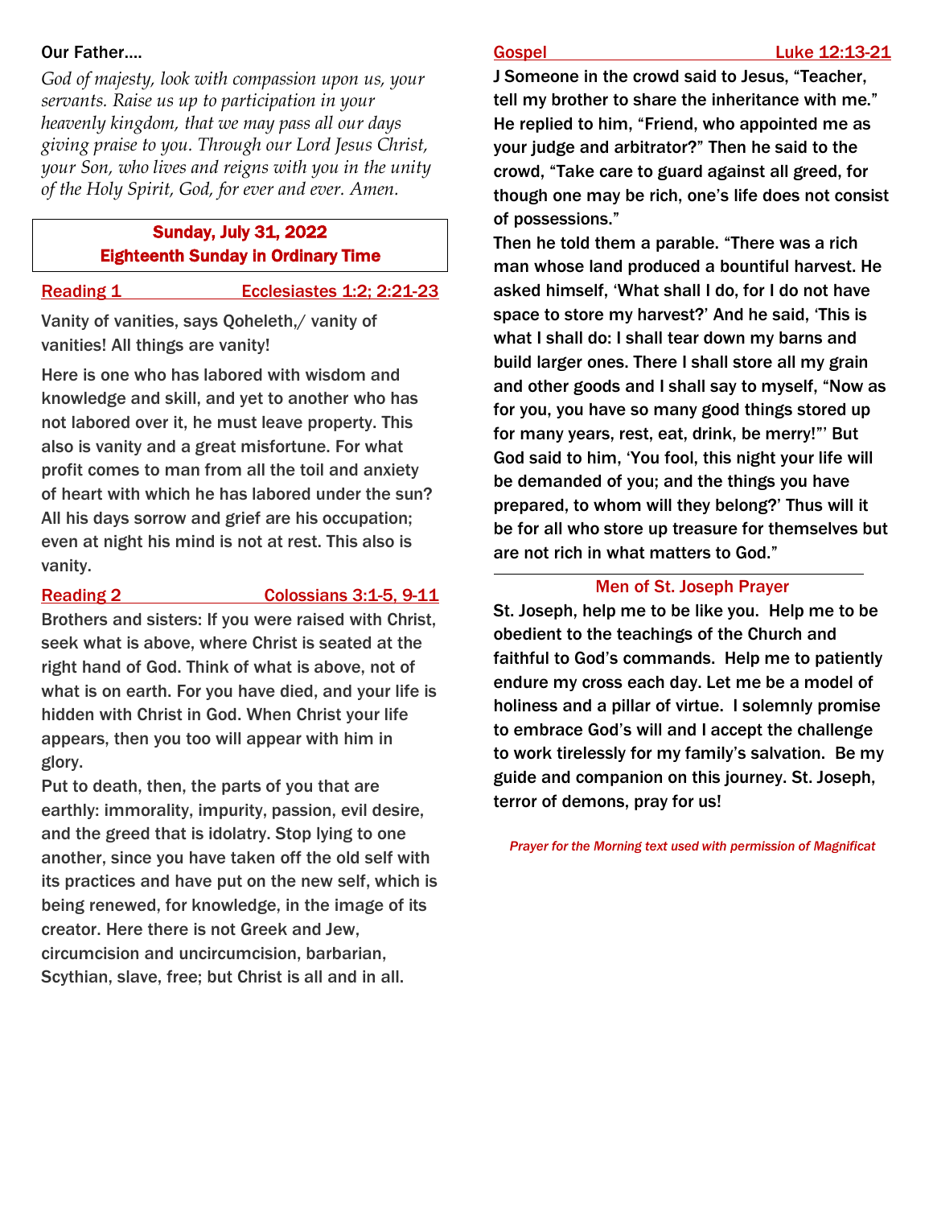Our Father….

*God of majesty, look with compassion upon us, your servants. Raise us up to participation in your heavenly kingdom, that we may pass all our days giving praise to you. Through our Lord Jesus Christ, your Son, who lives and reigns with you in the unity of the Holy Spirit, God, for ever and ever. Amen.*

## Sunday, July 31, 2022
## Eighteenth Sunday in Ordinary Time

### Reading 1 — Ecclesiastes 1:2; 2:21-23

Vanity of vanities, says Qoheleth,/ vanity of vanities! All things are vanity!

Here is one who has labored with wisdom and knowledge and skill, and yet to another who has not labored over it, he must leave property. This also is vanity and a great misfortune. For what profit comes to man from all the toil and anxiety of heart with which he has labored under the sun? All his days sorrow and grief are his occupation; even at night his mind is not at rest. This also is vanity.

### Reading 2 — Colossians 3:1-5, 9-11

Brothers and sisters: If you were raised with Christ, seek what is above, where Christ is seated at the right hand of God. Think of what is above, not of what is on earth. For you have died, and your life is hidden with Christ in God. When Christ your life appears, then you too will appear with him in glory.

Put to death, then, the parts of you that are earthly: immorality, impurity, passion, evil desire, and the greed that is idolatry. Stop lying to one another, since you have taken off the old self with its practices and have put on the new self, which is being renewed, for knowledge, in the image of its creator. Here there is not Greek and Jew, circumcision and uncircumcision, barbarian, Scythian, slave, free; but Christ is all and in all.

### Gospel — Luke 12:13-21

J Someone in the crowd said to Jesus, "Teacher, tell my brother to share the inheritance with me." He replied to him, "Friend, who appointed me as your judge and arbitrator?" Then he said to the crowd, "Take care to guard against all greed, for though one may be rich, one's life does not consist of possessions."

Then he told them a parable. "There was a rich man whose land produced a bountiful harvest. He asked himself, 'What shall I do, for I do not have space to store my harvest?' And he said, 'This is what I shall do: I shall tear down my barns and build larger ones. There I shall store all my grain and other goods and I shall say to myself, "Now as for you, you have so many good things stored up for many years, rest, eat, drink, be merry!"' But God said to him, 'You fool, this night your life will be demanded of you; and the things you have prepared, to whom will they belong?' Thus will it be for all who store up treasure for themselves but are not rich in what matters to God."

---

### Men of St. Joseph Prayer

St. Joseph, help me to be like you. Help me to be obedient to the teachings of the Church and faithful to God's commands. Help me to patiently endure my cross each day. Let me be a model of holiness and a pillar of virtue. I solemnly promise to embrace God's will and I accept the challenge to work tirelessly for my family's salvation. Be my guide and companion on this journey. St. Joseph, terror of demons, pray for us!

*Prayer for the Morning text used with permission of Magnificat*